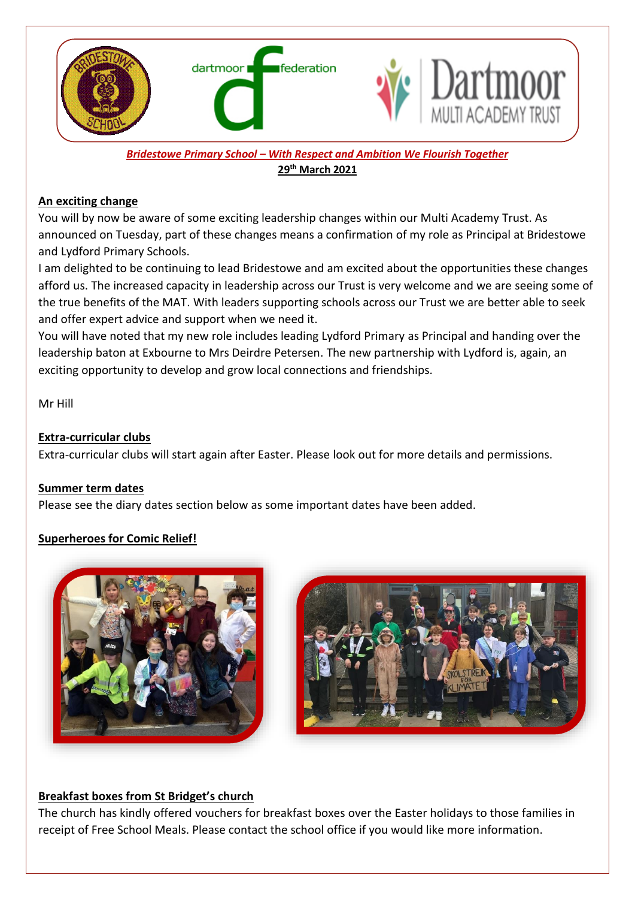**Bridestowe Primary School – With Respect and Ambition We Flourish Together**

**29th March 2021**

## An exciting change

You will by now be aware of some exciting leadership changes within our Multi Academy Trust. As announced on Tuesday, part of these changes means a confirmation of my role as Principal at Bridestowe and Lydford Primary Schools.

I am delighted to be continuing to lead Bridestowe and am excited about the opportunities these changes afford us. The increased capacity in leadership across our Trust is very welcome and we are seeing some of the true benefits of the MAT. With leaders supporting schools across our Trust we are better able to seek and offer expert advice and support when we need it.

You will have noted that my new role includes leading Lydford Primary as Principal and handing over the leadership baton at Exbourne to Mrs Deirdre Petersen. The new partnership with Lydford is, again, an exciting opportunity to develop and grow local connections and friendships.

Mr Hill

## Extra-curricular clubs

Extra-curricular clubs will start again after Easter. Please look out for more details and permissions.

## Summer term dates

Please see the diary dates section below as some important dates have been added.

## Superheroes for Comic Relief!

## Breakfast boxes from St Bridget's church

The church has kindly offered vouchers for breakfast boxes over the Easter holidays to those families in receipt of Free School Meals. Please contact the school office if you would like more information.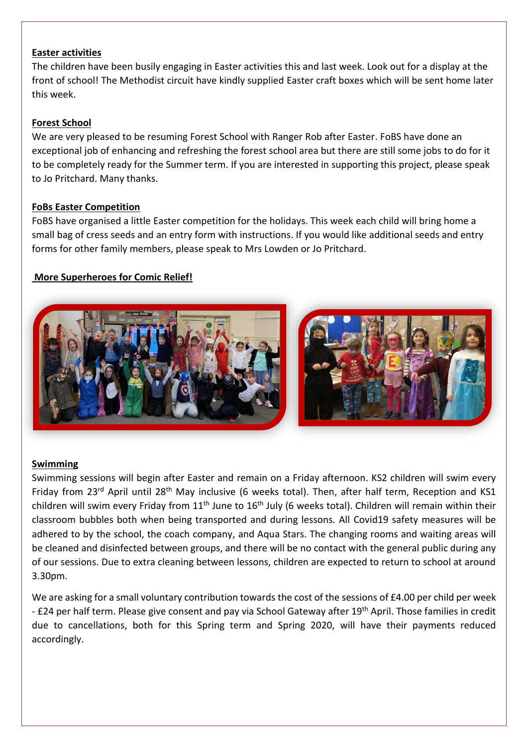**Easter activities**

The children have been busily engaging in Easter activities this and last week. Look out for a display at the front of school! The Methodist circuit have kindly supplied Easter craft boxes which will be sent home later this week.

**Forest School**

We are very pleased to be resuming Forest School with Ranger Rob after Easter. FoBS have done an exceptional job of enhancing and refreshing the forest school area but there are still some jobs to do for it to be completely ready for the Summer term. If you are interested in supporting this project, please speak to Jo Pritchard. Many thanks.

**FoBs Easter Competition**

FoBS have organised a little Easter competition for the holidays. This week each child will bring home a small bag of cress seeds and an entry form with instructions. If you would like additional seeds and entry forms for other family members, please speak to Mrs Lowden or Jo Pritchard.

**More Superheroes for Comic Relief!**

**Swimming**

Swimming sessions will begin after Easter and remain on a Friday afternoon. KS2 children will swim every Friday from 23rd April until 28th May inclusive (6 weeks total). Then, after half term, Reception and KS1 children will swim every Friday from 11th June to 16th July (6 weeks total). Children will remain within their classroom bubbles both when being transported and during lessons. All Covid19 safety measures will be adhered to by the school, the coach company, and Aqua Stars. The changing rooms and waiting areas will be cleaned and disinfected between groups, and there will be no contact with the general public during any of our sessions. Due to extra cleaning between lessons, children are expected to return to school at around 3.30pm.

We are asking for a small voluntary contribution towards the cost of the sessions of £4.00 per child per week - £24 per half term. Please give consent and pay via School Gateway after 19th April. Those families in credit due to cancellations, both for this Spring term and Spring 2020, will have their payments reduced accordingly.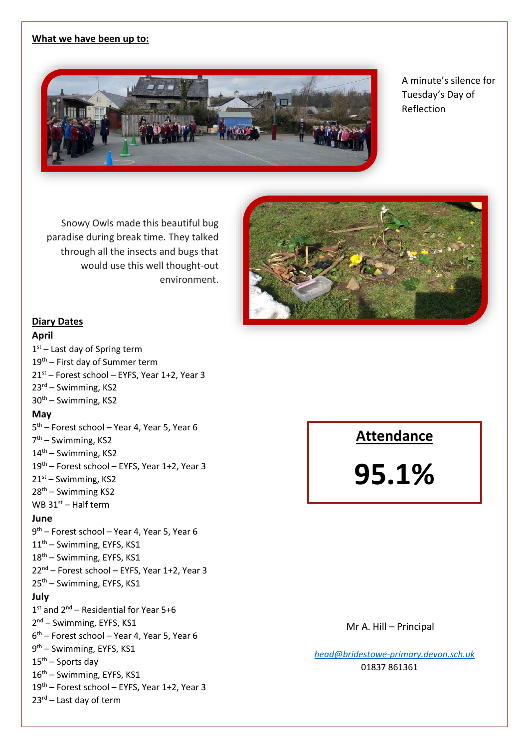**What we have been up to:**

A minute's silence for Tuesday's Day of Reflection

Snowy Owls made this beautiful bug paradise during break time. They talked through all the insects and bugs that would use this well thought-out environment.

**Diary Dates**

**April**

1st – Last day of Spring term
19th – First day of Summer term
21st – Forest school – EYFS, Year 1+2, Year 3
23rd – Swimming, KS2
30th – Swimming, KS2

**May**

5th – Forest school – Year 4, Year 5, Year 6
7th – Swimming, KS2
14th – Swimming, KS2
19th – Forest school – EYFS, Year 1+2, Year 3
21st – Swimming, KS2
28th – Swimming KS2
WB 31st – Half term

**June**

9th – Forest school – Year 4, Year 5, Year 6
11th – Swimming, EYFS, KS1
18th – Swimming, EYFS, KS1
22nd – Forest school – EYFS, Year 1+2, Year 3
25th – Swimming, EYFS, KS1

**July**

1st and 2nd – Residential for Year 5+6
2nd – Swimming, EYFS, KS1
6th – Forest school – Year 4, Year 5, Year 6
9th – Swimming, EYFS, KS1
15th – Sports day
16th – Swimming, EYFS, KS1
19th – Forest school – EYFS, Year 1+2, Year 3
23rd – Last day of term

**Attendance**

**95.1%**

Mr A. Hill – Principal

*head@bridestowe-primary.devon.sch.uk*
01837 861361